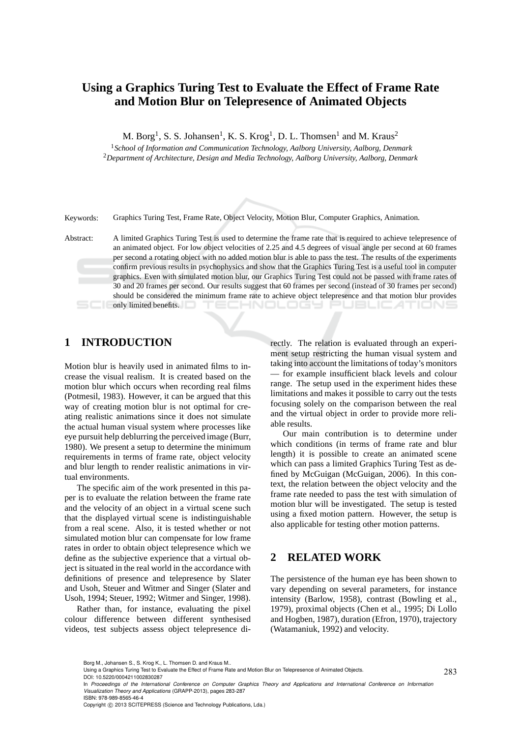# Using a Graphics Turing Test to Evaluate the Effect of Frame Rate and Motion Blur on Telepresence of Animated Objects

M. Borg[1], S. S. Johansen[1], K. S. Krog[1], D. L. Thomsen[1] and M. Kraus[2]

[1]*School of Information and Communication Technology, Aalborg University, Aalborg, Denmark*
[2]*Department of Architecture, Design and Media Technology, Aalborg University, Aalborg, Denmark*

Keywords: Graphics Turing Test, Frame Rate, Object Velocity, Motion Blur, Computer Graphics, Animation.

Abstract: A limited Graphics Turing Test is used to determine the frame rate that is required to achieve telepresence of an animated object. For low object velocities of 2.25 and 4.5 degrees of visual angle per second at 60 frames per second a rotating object with no added motion blur is able to pass the test. The results of the experiments confirm previous results in psychophysics and show that the Graphics Turing Test is a useful tool in computer graphics. Even with simulated motion blur, our Graphics Turing Test could not be passed with frame rates of 30 and 20 frames per second. Our results suggest that 60 frames per second (instead of 30 frames per second) should be considered the minimum frame rate to achieve object telepresence and that motion blur provides only limited benefits.

## 1 INTRODUCTION

Motion blur is heavily used in animated films to increase the visual realism. It is created based on the motion blur which occurs when recording real films (Potmesil, 1983). However, it can be argued that this way of creating motion blur is not optimal for creating realistic animations since it does not simulate the actual human visual system where processes like eye pursuit help deblurring the perceived image (Burr, 1980). We present a setup to determine the minimum requirements in terms of frame rate, object velocity and blur length to render realistic animations in virtual environments.

The specific aim of the work presented in this paper is to evaluate the relation between the frame rate and the velocity of an object in a virtual scene such that the displayed virtual scene is indistinguishable from a real scene. Also, it is tested whether or not simulated motion blur can compensate for low frame rates in order to obtain object telepresence which we define as the subjective experience that a virtual object is situated in the real world in the accordance with definitions of presence and telepresence by Slater and Usoh, Steuer and Witmer and Singer (Slater and Usoh, 1994; Steuer, 1992; Witmer and Singer, 1998).

Rather than, for instance, evaluating the pixel colour difference between different synthesised videos, test subjects assess object telepresence directly. The relation is evaluated through an experiment setup restricting the human visual system and taking into account the limitations of today's monitors — for example insufficient black levels and colour range. The setup used in the experiment hides these limitations and makes it possible to carry out the tests focusing solely on the comparison between the real and the virtual object in order to provide more reliable results.

Our main contribution is to determine under which conditions (in terms of frame rate and blur length) it is possible to create an animated scene which can pass a limited Graphics Turing Test as defined by McGuigan (McGuigan, 2006). In this context, the relation between the object velocity and the frame rate needed to pass the test with simulation of motion blur will be investigated. The setup is tested using a fixed motion pattern. However, the setup is also applicable for testing other motion patterns.

## 2 RELATED WORK

The persistence of the human eye has been shown to vary depending on several parameters, for instance intensity (Barlow, 1958), contrast (Bowling et al., 1979), proximal objects (Chen et al., 1995; Di Lollo and Hogben, 1987), duration (Efron, 1970), trajectory (Watamaniuk, 1992) and velocity.

Borg M., Johansen S., S. Krog K., L. Thomsen D. and Kraus M..
Using a Graphics Turing Test to Evaluate the Effect of Frame Rate and Motion Blur on Telepresence of Animated Objects.
DOI: 10.5220/0004211002830287
In *Proceedings of the International Conference on Computer Graphics Theory and Applications and International Conference on Information Visualization Theory and Applications* (GRAPP-2013), pages 283-287
ISBN: 978-989-8565-46-4
Copyright © 2013 SCITEPRESS (Science and Technology Publications, Lda.)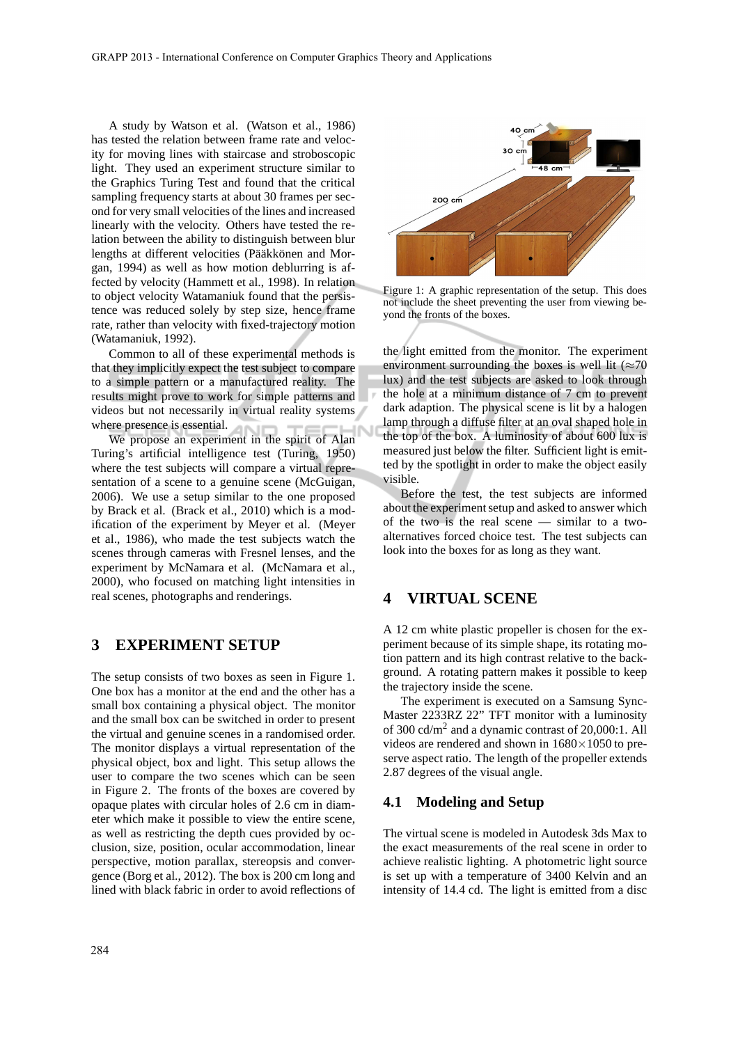A study by Watson et al. (Watson et al., 1986) has tested the relation between frame rate and velocity for moving lines with staircase and stroboscopic light. They used an experiment structure similar to the Graphics Turing Test and found that the critical sampling frequency starts at about 30 frames per second for very small velocities of the lines and increased linearly with the velocity. Others have tested the relation between the ability to distinguish between blur lengths at different velocities (Pääkkönen and Morgan, 1994) as well as how motion deblurring is affected by velocity (Hammett et al., 1998). In relation to object velocity Watamaniuk found that the persistence was reduced solely by step size, hence frame rate, rather than velocity with fixed-trajectory motion (Watamaniuk, 1992).

Common to all of these experimental methods is that they implicitly expect the test subject to compare to a simple pattern or a manufactured reality. The results might prove to work for simple patterns and videos but not necessarily in virtual reality systems where presence is essential.

We propose an experiment in the spirit of Alan Turing's artificial intelligence test (Turing, 1950) where the test subjects will compare a virtual representation of a scene to a genuine scene (McGuigan, 2006). We use a setup similar to the one proposed by Brack et al. (Brack et al., 2010) which is a modification of the experiment by Meyer et al. (Meyer et al., 1986), who made the test subjects watch the scenes through cameras with Fresnel lenses, and the experiment by McNamara et al. (McNamara et al., 2000), who focused on matching light intensities in real scenes, photographs and renderings.

## 3 EXPERIMENT SETUP

The setup consists of two boxes as seen in Figure 1. One box has a monitor at the end and the other has a small box containing a physical object. The monitor and the small box can be switched in order to present the virtual and genuine scenes in a randomised order. The monitor displays a virtual representation of the physical object, box and light. This setup allows the user to compare the two scenes which can be seen in Figure 2. The fronts of the boxes are covered by opaque plates with circular holes of 2.6 cm in diameter which make it possible to view the entire scene, as well as restricting the depth cues provided by occlusion, size, position, ocular accommodation, linear perspective, motion parallax, stereopsis and convergence (Borg et al., 2012). The box is 200 cm long and lined with black fabric in order to avoid reflections of the light emitted from the monitor. The experiment environment surrounding the boxes is well lit (≈70 lux) and the test subjects are asked to look through the hole at a minimum distance of 7 cm to prevent dark adaption. The physical scene is lit by a halogen lamp through a diffuse filter at an oval shaped hole in the top of the box. A luminosity of about 600 lux is measured just below the filter. Sufficient light is emitted by the spotlight in order to make the object easily visible.

Figure 1: A graphic representation of the setup. This does not include the sheet preventing the user from viewing beyond the fronts of the boxes.

Before the test, the test subjects are informed about the experiment setup and asked to answer which of the two is the real scene — similar to a two-alternatives forced choice test. The test subjects can look into the boxes for as long as they want.

## 4 VIRTUAL SCENE

A 12 cm white plastic propeller is chosen for the experiment because of its simple shape, its rotating motion pattern and its high contrast relative to the background. A rotating pattern makes it possible to keep the trajectory inside the scene.

The experiment is executed on a Samsung SyncMaster 2233RZ 22" TFT monitor with a luminosity of 300 cd/m$^2$ and a dynamic contrast of 20,000:1. All videos are rendered and shown in 1680×1050 to preserve aspect ratio. The length of the propeller extends 2.87 degrees of the visual angle.

### 4.1 Modeling and Setup

The virtual scene is modeled in Autodesk 3ds Max to the exact measurements of the real scene in order to achieve realistic lighting. A photometric light source is set up with a temperature of 3400 Kelvin and an intensity of 14.4 cd. The light is emitted from a disc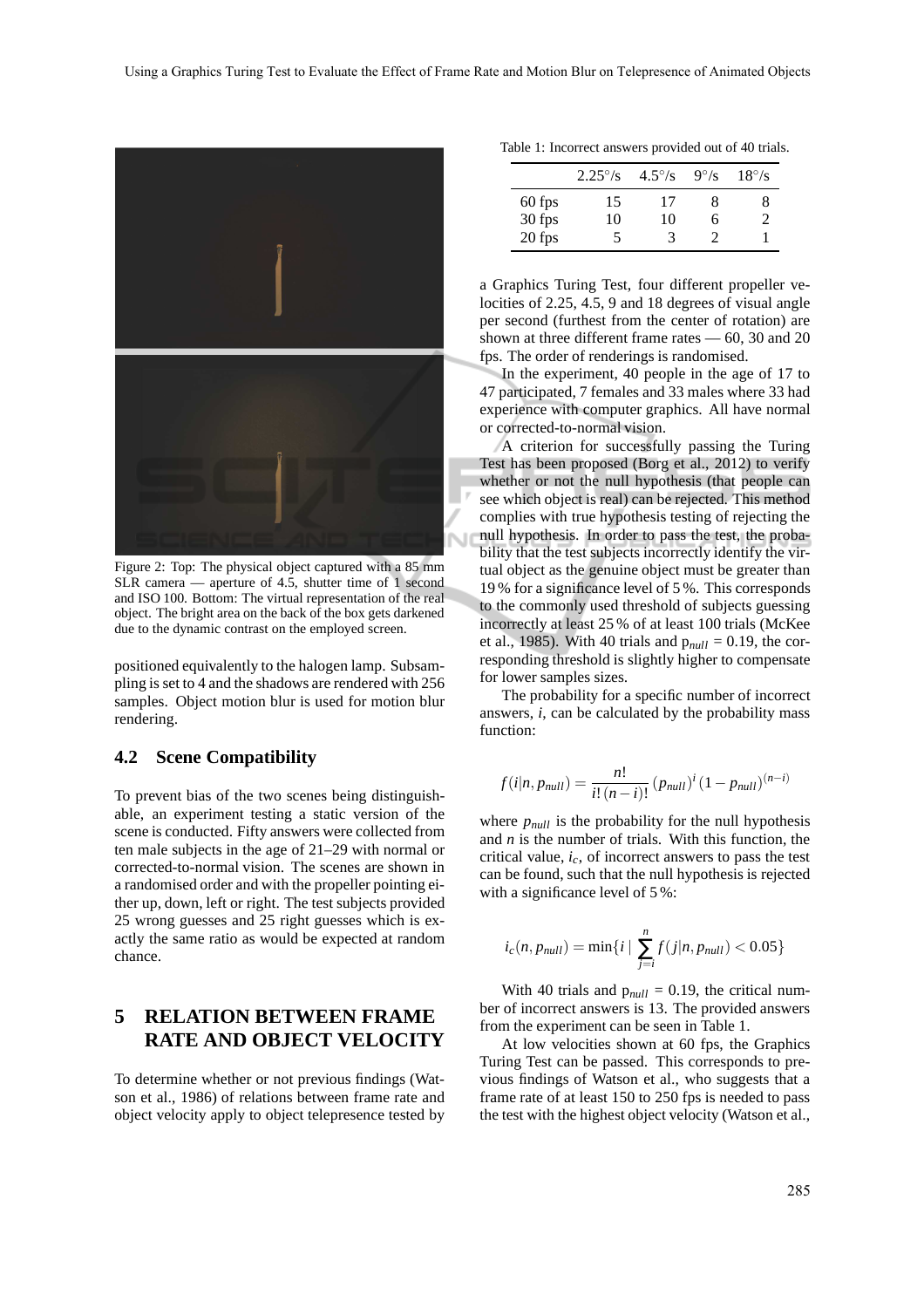Figure 2: Top: The physical object captured with a 85 mm SLR camera — aperture of 4.5, shutter time of 1 second and ISO 100. Bottom: The virtual representation of the real object. The bright area on the back of the box gets darkened due to the dynamic contrast on the employed screen.

positioned equivalently to the halogen lamp. Subsampling is set to 4 and the shadows are rendered with 256 samples. Object motion blur is used for motion blur rendering.

### 4.2 Scene Compatibility

To prevent bias of the two scenes being distinguishable, an experiment testing a static version of the scene is conducted. Fifty answers were collected from ten male subjects in the age of 21–29 with normal or corrected-to-normal vision. The scenes are shown in a randomised order and with the propeller pointing either up, down, left or right. The test subjects provided 25 wrong guesses and 25 right guesses which is exactly the same ratio as would be expected at random chance.

## 5 RELATION BETWEEN FRAME RATE AND OBJECT VELOCITY

To determine whether or not previous findings (Watson et al., 1986) of relations between frame rate and object velocity apply to object telepresence tested by a Graphics Turing Test, four different propeller velocities of 2.25, 4.5, 9 and 18 degrees of visual angle per second (furthest from the center of rotation) are shown at three different frame rates — 60, 30 and 20 fps. The order of renderings is randomised.

Table 1: Incorrect answers provided out of 40 trials.

| | 2.25°/s | 4.5°/s | 9°/s | 18°/s |
|---|---|---|---|---|
| 60 fps | 15 | 17 | 8 | 8 |
| 30 fps | 10 | 10 | 6 | 2 |
| 20 fps | 5 | 3 | 2 | 1 |

In the experiment, 40 people in the age of 17 to 47 participated, 7 females and 33 males where 33 had experience with computer graphics. All have normal or corrected-to-normal vision.

A criterion for successfully passing the Turing Test has been proposed (Borg et al., 2012) to verify whether or not the null hypothesis (that people can see which object is real) can be rejected. This method complies with true hypothesis testing of rejecting the null hypothesis. In order to pass the test, the probability that the test subjects incorrectly identify the virtual object as the genuine object must be greater than 19 % for a significance level of 5 %. This corresponds to the commonly used threshold of subjects guessing incorrectly at least 25 % of at least 100 trials (McKee et al., 1985). With 40 trials and $p_{null}$ = 0.19, the corresponding threshold is slightly higher to compensate for lower samples sizes.

The probability for a specific number of incorrect answers, $i$, can be calculated by the probability mass function:

$$f(i|n, p_{null}) = \frac{n!}{i!\,(n-i)!}\,(p_{null})^{i}\,(1-p_{null})^{(n-i)}$$

where $p_{null}$ is the probability for the null hypothesis and $n$ is the number of trials. With this function, the critical value, $i_c$, of incorrect answers to pass the test can be found, such that the null hypothesis is rejected with a significance level of 5 %:

$$i_c(n, p_{null}) = \min\{i \mid \sum_{j=i}^{n} f(j|n, p_{null}) < 0.05\}$$

With 40 trials and $p_{null}$ = 0.19, the critical number of incorrect answers is 13. The provided answers from the experiment can be seen in Table 1.

At low velocities shown at 60 fps, the Graphics Turing Test can be passed. This corresponds to previous findings of Watson et al., who suggests that a frame rate of at least 150 to 250 fps is needed to pass the test with the highest object velocity (Watson et al.,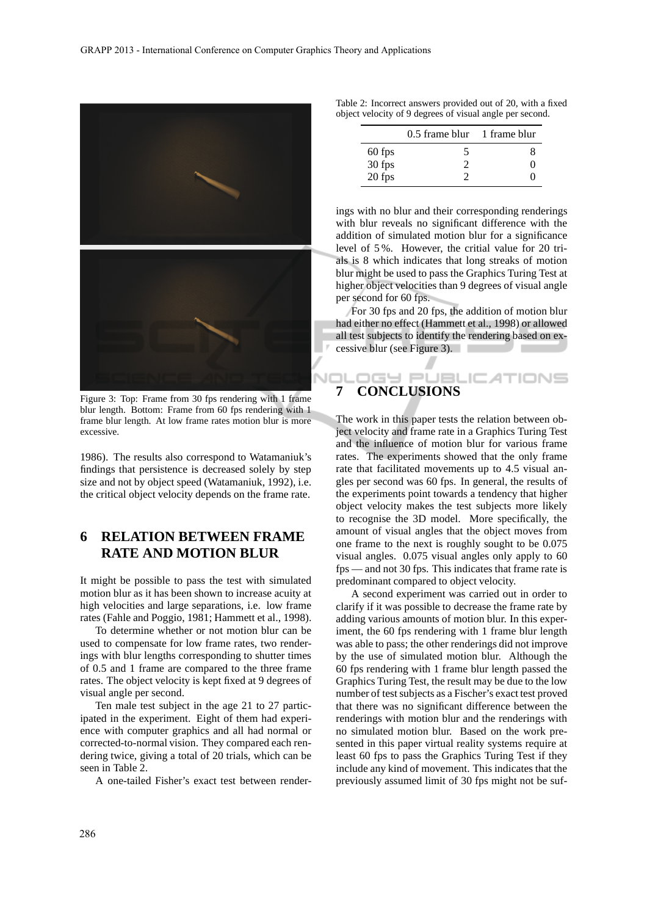Figure 3: Top: Frame from 30 fps rendering with 1 frame blur length. Bottom: Frame from 60 fps rendering with 1 frame blur length. At low frame rates motion blur is more excessive.

1986). The results also correspond to Watamaniuk's findings that persistence is decreased solely by step size and not by object speed (Watamaniuk, 1992), i.e. the critical object velocity depends on the frame rate.

## 6 RELATION BETWEEN FRAME RATE AND MOTION BLUR

It might be possible to pass the test with simulated motion blur as it has been shown to increase acuity at high velocities and large separations, i.e. low frame rates (Fahle and Poggio, 1981; Hammett et al., 1998).

To determine whether or not motion blur can be used to compensate for low frame rates, two renderings with blur lengths corresponding to shutter times of 0.5 and 1 frame are compared to the three frame rates. The object velocity is kept fixed at 9 degrees of visual angle per second.

Ten male test subject in the age 21 to 27 participated in the experiment. Eight of them had experience with computer graphics and all had normal or corrected-to-normal vision. They compared each rendering twice, giving a total of 20 trials, which can be seen in Table 2.

Table 2: Incorrect answers provided out of 20, with a fixed object velocity of 9 degrees of visual angle per second.

| | 0.5 frame blur | 1 frame blur |
|---|---|---|
| 60 fps | 5 | 8 |
| 30 fps | 2 | 0 |
| 20 fps | 2 | 0 |

A one-tailed Fisher's exact test between renderings with no blur and their corresponding renderings with blur reveals no significant difference with the addition of simulated motion blur for a significance level of 5 %. However, the critial value for 20 trials is 8 which indicates that long streaks of motion blur might be used to pass the Graphics Turing Test at higher object velocities than 9 degrees of visual angle per second for 60 fps.

For 30 fps and 20 fps, the addition of motion blur had either no effect (Hammett et al., 1998) or allowed all test subjects to identify the rendering based on excessive blur (see Figure 3).

## 7 CONCLUSIONS

The work in this paper tests the relation between object velocity and frame rate in a Graphics Turing Test and the influence of motion blur for various frame rates. The experiments showed that the only frame rate that facilitated movements up to 4.5 visual angles per second was 60 fps. In general, the results of the experiments point towards a tendency that higher object velocity makes the test subjects more likely to recognise the 3D model. More specifically, the amount of visual angles that the object moves from one frame to the next is roughly sought to be 0.075 visual angles. 0.075 visual angles only apply to 60 fps — and not 30 fps. This indicates that frame rate is predominant compared to object velocity.

A second experiment was carried out in order to clarify if it was possible to decrease the frame rate by adding various amounts of motion blur. In this experiment, the 60 fps rendering with 1 frame blur length was able to pass; the other renderings did not improve by the use of simulated motion blur. Although the 60 fps rendering with 1 frame blur length passed the Graphics Turing Test, the result may be due to the low number of test subjects as a Fischer's exact test proved that there was no significant difference between the renderings with motion blur and the renderings with no simulated motion blur. Based on the work presented in this paper virtual reality systems require at least 60 fps to pass the Graphics Turing Test if they include any kind of movement. This indicates that the previously assumed limit of 30 fps might not be suf-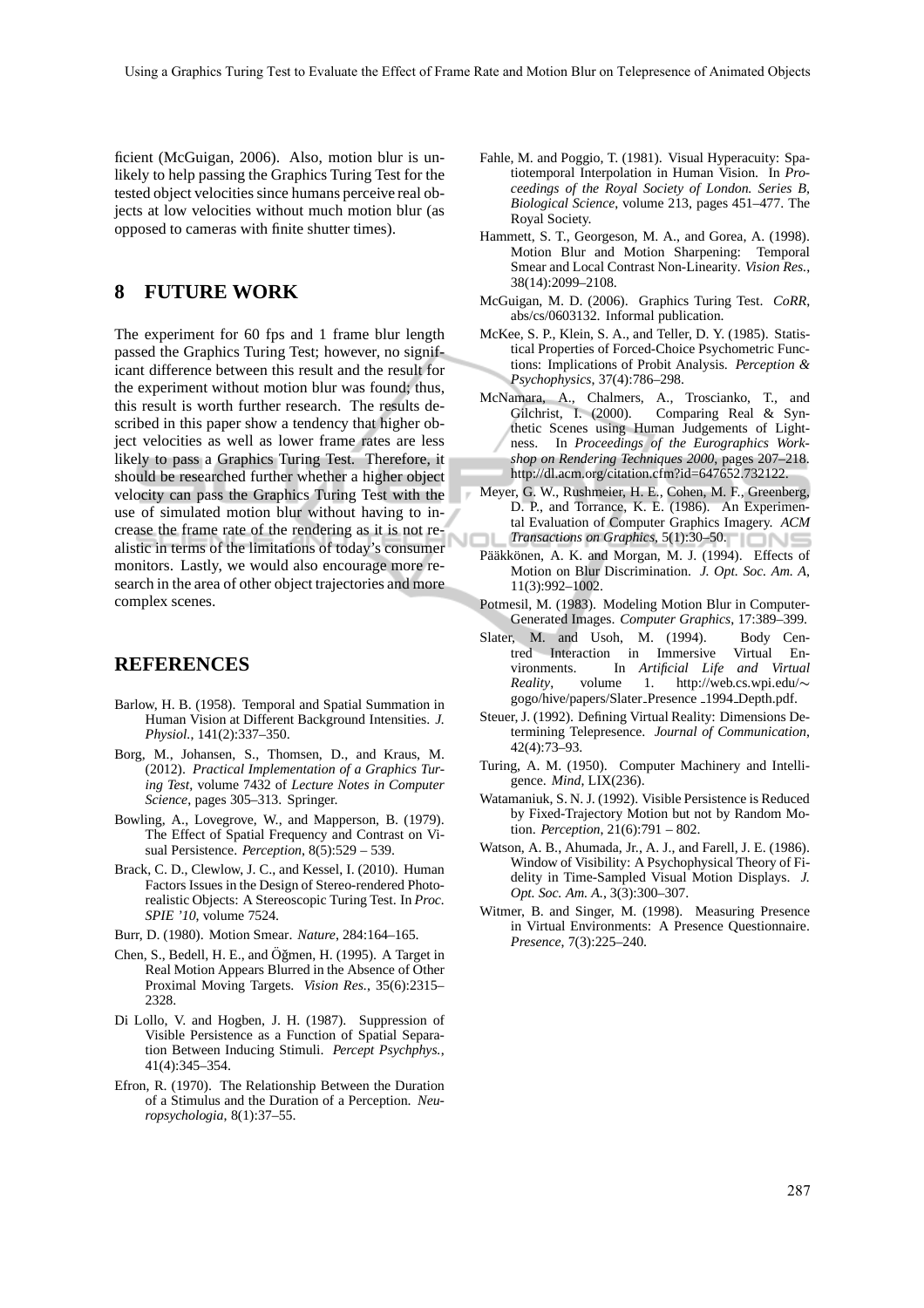ficient (McGuigan, 2006). Also, motion blur is unlikely to help passing the Graphics Turing Test for the tested object velocities since humans perceive real objects at low velocities without much motion blur (as opposed to cameras with finite shutter times).

## 8 FUTURE WORK

The experiment for 60 fps and 1 frame blur length passed the Graphics Turing Test; however, no significant difference between this result and the result for the experiment without motion blur was found; thus, this result is worth further research. The results described in this paper show a tendency that higher object velocities as well as lower frame rates are less likely to pass a Graphics Turing Test. Therefore, it should be researched further whether a higher object velocity can pass the Graphics Turing Test with the use of simulated motion blur without having to increase the frame rate of the rendering as it is not realistic in terms of the limitations of today's consumer monitors. Lastly, we would also encourage more research in the area of other object trajectories and more complex scenes.

## REFERENCES

Barlow, H. B. (1958). Temporal and Spatial Summation in Human Vision at Different Background Intensities. *J. Physiol.*, 141(2):337–350.

Borg, M., Johansen, S., Thomsen, D., and Kraus, M. (2012). *Practical Implementation of a Graphics Turing Test*, volume 7432 of *Lecture Notes in Computer Science*, pages 305–313. Springer.

Bowling, A., Lovegrove, W., and Mapperson, B. (1979). The Effect of Spatial Frequency and Contrast on Visual Persistence. *Perception*, 8(5):529 – 539.

Brack, C. D., Clewlow, J. C., and Kessel, I. (2010). Human Factors Issues in the Design of Stereo-rendered Photorealistic Objects: A Stereoscopic Turing Test. In *Proc. SPIE '10*, volume 7524.

Burr, D. (1980). Motion Smear. *Nature*, 284:164–165.

Chen, S., Bedell, H. E., and Öğmen, H. (1995). A Target in Real Motion Appears Blurred in the Absence of Other Proximal Moving Targets. *Vision Res.*, 35(6):2315–2328.

Di Lollo, V. and Hogben, J. H. (1987). Suppression of Visible Persistence as a Function of Spatial Separation Between Inducing Stimuli. *Percept Psychphys.*, 41(4):345–354.

Efron, R. (1970). The Relationship Between the Duration of a Stimulus and the Duration of a Perception. *Neuropsychologia*, 8(1):37–55.

Fahle, M. and Poggio, T. (1981). Visual Hyperacuity: Spatiotemporal Interpolation in Human Vision. In *Proceedings of the Royal Society of London. Series B, Biological Science*, volume 213, pages 451–477. The Royal Society.

Hammett, S. T., Georgeson, M. A., and Gorea, A. (1998). Motion Blur and Motion Sharpening: Temporal Smear and Local Contrast Non-Linearity. *Vision Res.*, 38(14):2099–2108.

McGuigan, M. D. (2006). Graphics Turing Test. *CoRR*, abs/cs/0603132. Informal publication.

McKee, S. P., Klein, S. A., and Teller, D. Y. (1985). Statistical Properties of Forced-Choice Psychometric Functions: Implications of Probit Analysis. *Perception & Psychophysics*, 37(4):786–298.

McNamara, A., Chalmers, A., Troscianko, T., and Gilchrist, I. (2000). Comparing Real & Synthetic Scenes using Human Judgements of Lightness. In *Proceedings of the Eurographics Workshop on Rendering Techniques 2000*, pages 207–218. http://dl.acm.org/citation.cfm?id=647652.732122.

Meyer, G. W., Rushmeier, H. E., Cohen, M. F., Greenberg, D. P., and Torrance, K. E. (1986). An Experimental Evaluation of Computer Graphics Imagery. *ACM Transactions on Graphics*, 5(1):30–50.

Pääkkönen, A. K. and Morgan, M. J. (1994). Effects of Motion on Blur Discrimination. *J. Opt. Soc. Am. A*, 11(3):992–1002.

Potmesil, M. (1983). Modeling Motion Blur in Computer-Generated Images. *Computer Graphics*, 17:389–399.

Slater, M. and Usoh, M. (1994). Body Centred Interaction in Immersive Virtual Environments. In *Artificial Life and Virtual Reality*, volume 1. http://web.cs.wpi.edu/~gogo/hive/papers/Slater_Presence _1994_Depth.pdf.

Steuer, J. (1992). Defining Virtual Reality: Dimensions Determining Telepresence. *Journal of Communication*, 42(4):73–93.

Turing, A. M. (1950). Computer Machinery and Intelligence. *Mind*, LIX(236).

Watamaniuk, S. N. J. (1992). Visible Persistence is Reduced by Fixed-Trajectory Motion but not by Random Motion. *Perception*, 21(6):791 – 802.

Watson, A. B., Ahumada, Jr., A. J., and Farell, J. E. (1986). Window of Visibility: A Psychophysical Theory of Fidelity in Time-Sampled Visual Motion Displays. *J. Opt. Soc. Am. A.*, 3(3):300–307.

Witmer, B. and Singer, M. (1998). Measuring Presence in Virtual Environments: A Presence Questionnaire. *Presence*, 7(3):225–240.